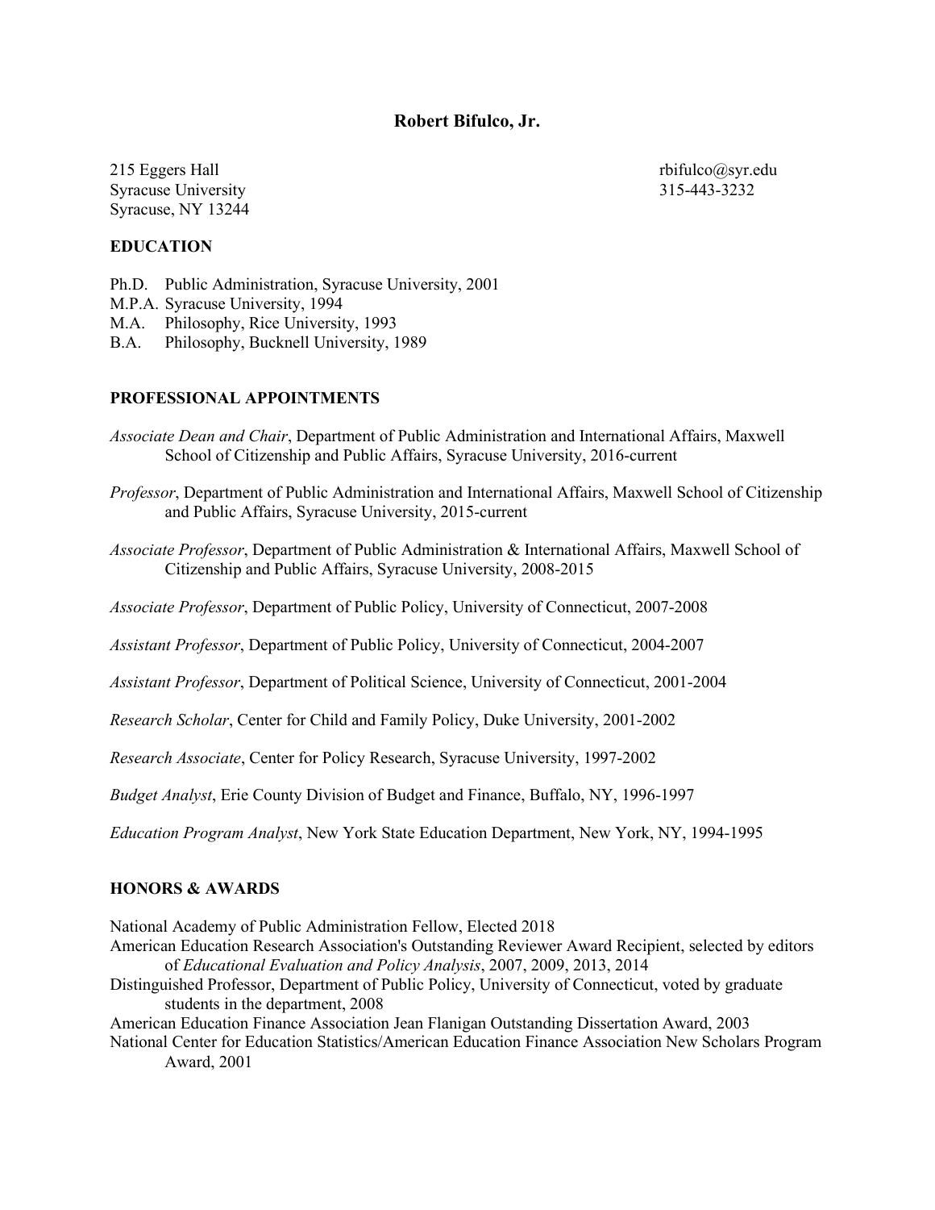# Robert Bifulco, Jr.

215 Eggers Hall  
Syracuse University  
Syracuse, NY 13244

rbifulco@syr.edu  
315-443-3232

## EDUCATION

Ph.D. Public Administration, Syracuse University, 2001  
M.P.A. Syracuse University, 1994  
M.A. Philosophy, Rice University, 1993  
B.A. Philosophy, Bucknell University, 1989

## PROFESSIONAL APPOINTMENTS

*Associate Dean and Chair*, Department of Public Administration and International Affairs, Maxwell School of Citizenship and Public Affairs, Syracuse University, 2016-current

*Professor*, Department of Public Administration and International Affairs, Maxwell School of Citizenship and Public Affairs, Syracuse University, 2015-current

*Associate Professor*, Department of Public Administration & International Affairs, Maxwell School of Citizenship and Public Affairs, Syracuse University, 2008-2015

*Associate Professor*, Department of Public Policy, University of Connecticut, 2007-2008

*Assistant Professor*, Department of Public Policy, University of Connecticut, 2004-2007

*Assistant Professor*, Department of Political Science, University of Connecticut, 2001-2004

*Research Scholar*, Center for Child and Family Policy, Duke University, 2001-2002

*Research Associate*, Center for Policy Research, Syracuse University, 1997-2002

*Budget Analyst*, Erie County Division of Budget and Finance, Buffalo, NY, 1996-1997

*Education Program Analyst*, New York State Education Department, New York, NY, 1994-1995

## HONORS & AWARDS

National Academy of Public Administration Fellow, Elected 2018  
American Education Research Association's Outstanding Reviewer Award Recipient, selected by editors of *Educational Evaluation and Policy Analysis*, 2007, 2009, 2013, 2014  
Distinguished Professor, Department of Public Policy, University of Connecticut, voted by graduate students in the department, 2008  
American Education Finance Association Jean Flanigan Outstanding Dissertation Award, 2003  
National Center for Education Statistics/American Education Finance Association New Scholars Program Award, 2001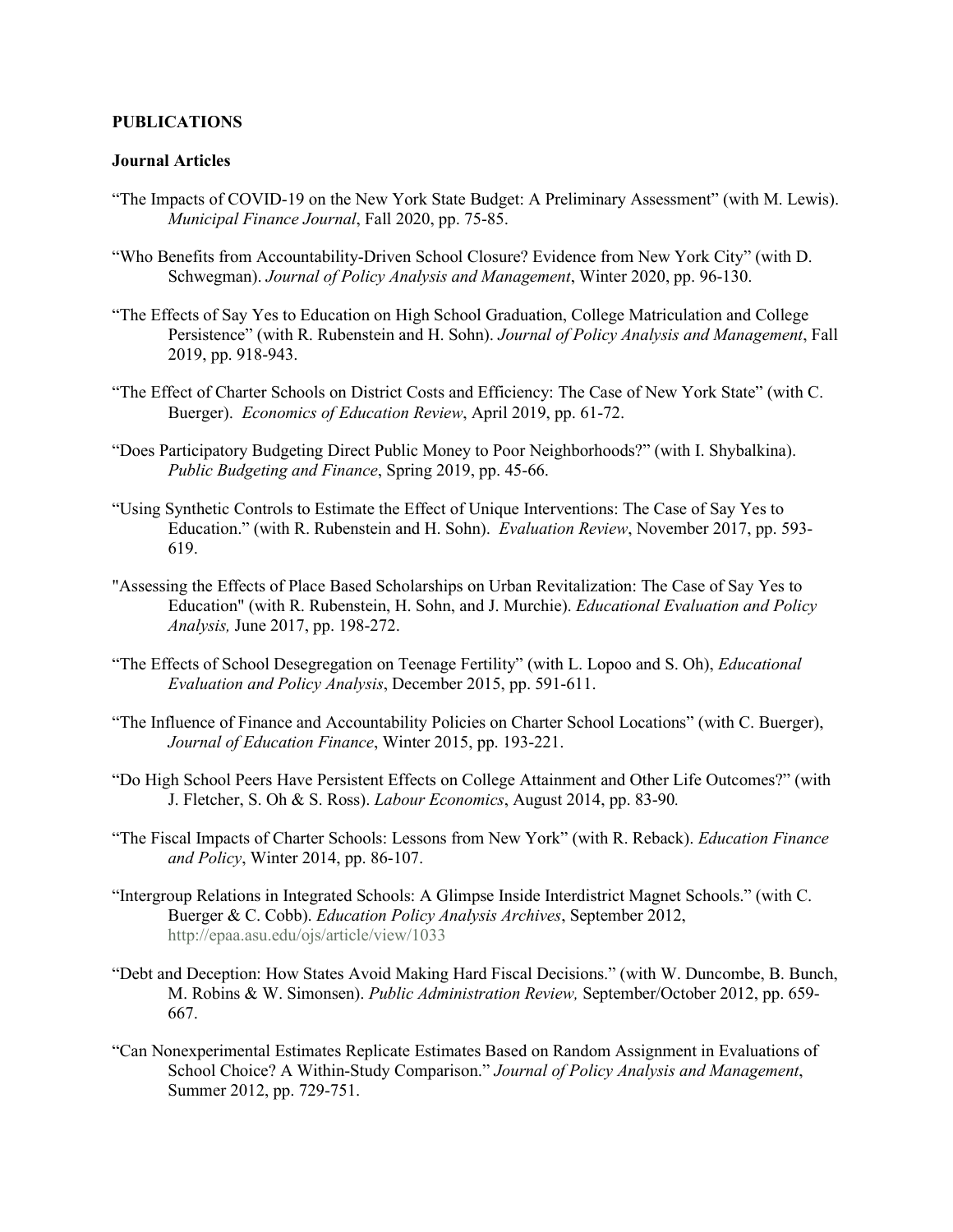**PUBLICATIONS**

**Journal Articles**

"The Impacts of COVID-19 on the New York State Budget: A Preliminary Assessment" (with M. Lewis). *Municipal Finance Journal*, Fall 2020, pp. 75-85.

"Who Benefits from Accountability-Driven School Closure? Evidence from New York City" (with D. Schwegman). *Journal of Policy Analysis and Management*, Winter 2020, pp. 96-130.

"The Effects of Say Yes to Education on High School Graduation, College Matriculation and College Persistence" (with R. Rubenstein and H. Sohn). *Journal of Policy Analysis and Management*, Fall 2019, pp. 918-943.

"The Effect of Charter Schools on District Costs and Efficiency: The Case of New York State" (with C. Buerger). *Economics of Education Review*, April 2019, pp. 61-72.

"Does Participatory Budgeting Direct Public Money to Poor Neighborhoods?" (with I. Shybalkina). *Public Budgeting and Finance*, Spring 2019, pp. 45-66.

"Using Synthetic Controls to Estimate the Effect of Unique Interventions: The Case of Say Yes to Education." (with R. Rubenstein and H. Sohn). *Evaluation Review*, November 2017, pp. 593-619.

"Assessing the Effects of Place Based Scholarships on Urban Revitalization: The Case of Say Yes to Education" (with R. Rubenstein, H. Sohn, and J. Murchie). *Educational Evaluation and Policy Analysis,* June 2017, pp. 198-272.

"The Effects of School Desegregation on Teenage Fertility" (with L. Lopoo and S. Oh), *Educational Evaluation and Policy Analysis*, December 2015, pp. 591-611.

"The Influence of Finance and Accountability Policies on Charter School Locations" (with C. Buerger), *Journal of Education Finance*, Winter 2015, pp. 193-221.

"Do High School Peers Have Persistent Effects on College Attainment and Other Life Outcomes?" (with J. Fletcher, S. Oh & S. Ross). *Labour Economics*, August 2014, pp. 83-90*.*

"The Fiscal Impacts of Charter Schools: Lessons from New York" (with R. Reback). *Education Finance and Policy*, Winter 2014, pp. 86-107.

"Intergroup Relations in Integrated Schools: A Glimpse Inside Interdistrict Magnet Schools." (with C. Buerger & C. Cobb). *Education Policy Analysis Archives*, September 2012, http://epaa.asu.edu/ojs/article/view/1033

"Debt and Deception: How States Avoid Making Hard Fiscal Decisions." (with W. Duncombe, B. Bunch, M. Robins & W. Simonsen). *Public Administration Review,* September/October 2012, pp. 659-667.

"Can Nonexperimental Estimates Replicate Estimates Based on Random Assignment in Evaluations of School Choice? A Within-Study Comparison." *Journal of Policy Analysis and Management*, Summer 2012, pp. 729-751.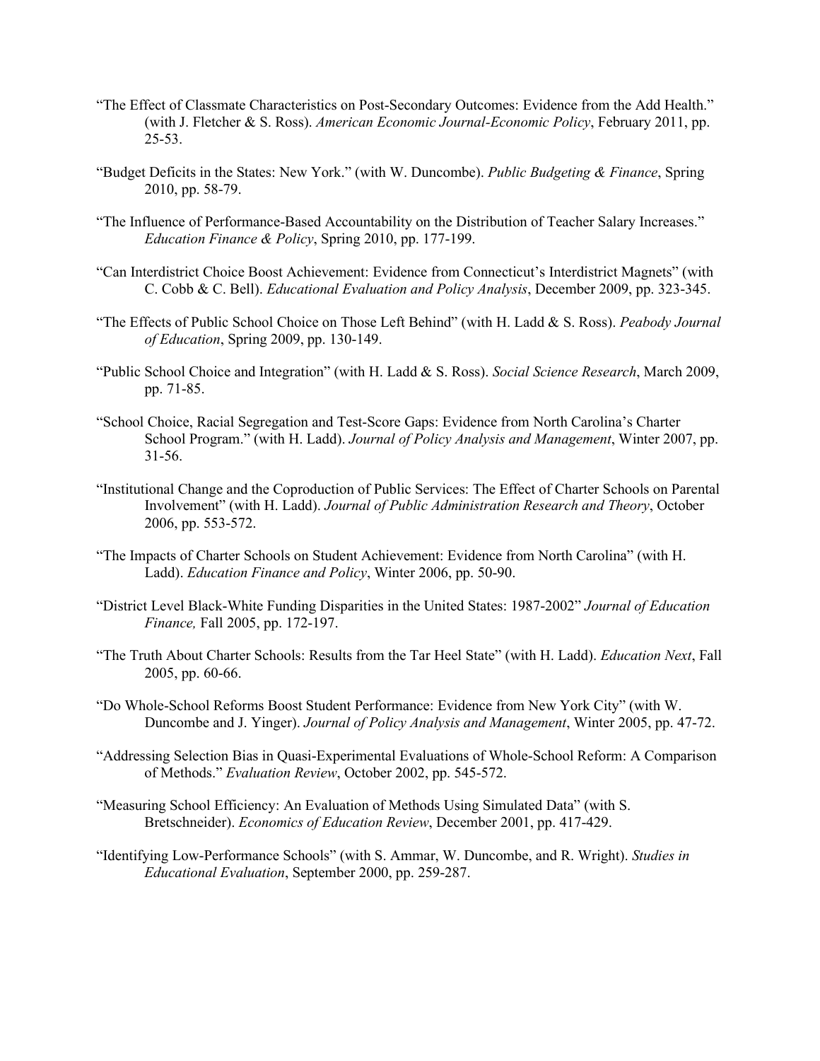"The Effect of Classmate Characteristics on Post-Secondary Outcomes: Evidence from the Add Health." (with J. Fletcher & S. Ross). *American Economic Journal-Economic Policy*, February 2011, pp. 25-53.

"Budget Deficits in the States: New York." (with W. Duncombe). *Public Budgeting & Finance*, Spring 2010, pp. 58-79.

"The Influence of Performance-Based Accountability on the Distribution of Teacher Salary Increases." *Education Finance & Policy*, Spring 2010, pp. 177-199.

"Can Interdistrict Choice Boost Achievement: Evidence from Connecticut's Interdistrict Magnets" (with C. Cobb & C. Bell). *Educational Evaluation and Policy Analysis*, December 2009, pp. 323-345.

"The Effects of Public School Choice on Those Left Behind" (with H. Ladd & S. Ross). *Peabody Journal of Education*, Spring 2009, pp. 130-149.

"Public School Choice and Integration" (with H. Ladd & S. Ross). *Social Science Research*, March 2009, pp. 71-85.

"School Choice, Racial Segregation and Test-Score Gaps: Evidence from North Carolina's Charter School Program." (with H. Ladd). *Journal of Policy Analysis and Management*, Winter 2007, pp. 31-56.

"Institutional Change and the Coproduction of Public Services: The Effect of Charter Schools on Parental Involvement" (with H. Ladd). *Journal of Public Administration Research and Theory*, October 2006, pp. 553-572.

"The Impacts of Charter Schools on Student Achievement: Evidence from North Carolina" (with H. Ladd). *Education Finance and Policy*, Winter 2006, pp. 50-90.

"District Level Black-White Funding Disparities in the United States: 1987-2002" *Journal of Education Finance,* Fall 2005, pp. 172-197.

"The Truth About Charter Schools: Results from the Tar Heel State" (with H. Ladd). *Education Next*, Fall 2005, pp. 60-66.

"Do Whole-School Reforms Boost Student Performance: Evidence from New York City" (with W. Duncombe and J. Yinger). *Journal of Policy Analysis and Management*, Winter 2005, pp. 47-72.

"Addressing Selection Bias in Quasi-Experimental Evaluations of Whole-School Reform: A Comparison of Methods." *Evaluation Review*, October 2002, pp. 545-572.

"Measuring School Efficiency: An Evaluation of Methods Using Simulated Data" (with S. Bretschneider). *Economics of Education Review*, December 2001, pp. 417-429.

"Identifying Low-Performance Schools" (with S. Ammar, W. Duncombe, and R. Wright). *Studies in Educational Evaluation*, September 2000, pp. 259-287.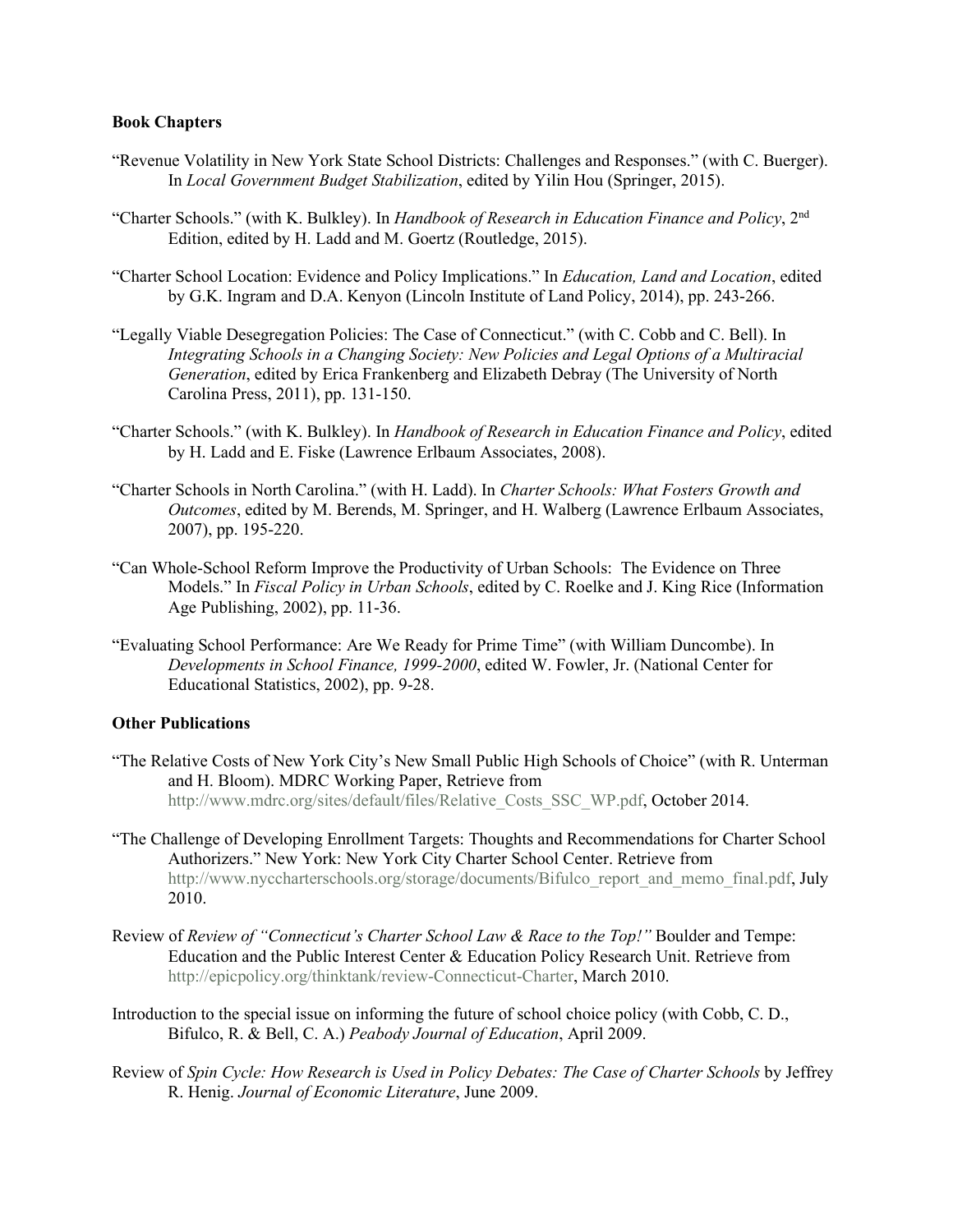**Book Chapters**

"Revenue Volatility in New York State School Districts: Challenges and Responses." (with C. Buerger). In *Local Government Budget Stabilization*, edited by Yilin Hou (Springer, 2015).

"Charter Schools." (with K. Bulkley). In *Handbook of Research in Education Finance and Policy*, 2nd Edition, edited by H. Ladd and M. Goertz (Routledge, 2015).

"Charter School Location: Evidence and Policy Implications." In *Education, Land and Location*, edited by G.K. Ingram and D.A. Kenyon (Lincoln Institute of Land Policy, 2014), pp. 243-266.

"Legally Viable Desegregation Policies: The Case of Connecticut." (with C. Cobb and C. Bell). In *Integrating Schools in a Changing Society: New Policies and Legal Options of a Multiracial Generation*, edited by Erica Frankenberg and Elizabeth Debray (The University of North Carolina Press, 2011), pp. 131-150.

"Charter Schools." (with K. Bulkley). In *Handbook of Research in Education Finance and Policy*, edited by H. Ladd and E. Fiske (Lawrence Erlbaum Associates, 2008).

"Charter Schools in North Carolina." (with H. Ladd). In *Charter Schools: What Fosters Growth and Outcomes*, edited by M. Berends, M. Springer, and H. Walberg (Lawrence Erlbaum Associates, 2007), pp. 195-220.

"Can Whole-School Reform Improve the Productivity of Urban Schools: The Evidence on Three Models." In *Fiscal Policy in Urban Schools*, edited by C. Roelke and J. King Rice (Information Age Publishing, 2002), pp. 11-36.

"Evaluating School Performance: Are We Ready for Prime Time" (with William Duncombe). In *Developments in School Finance, 1999-2000*, edited W. Fowler, Jr. (National Center for Educational Statistics, 2002), pp. 9-28.

**Other Publications**

"The Relative Costs of New York City's New Small Public High Schools of Choice" (with R. Unterman and H. Bloom). MDRC Working Paper, Retrieve from http://www.mdrc.org/sites/default/files/Relative_Costs_SSC_WP.pdf, October 2014.

"The Challenge of Developing Enrollment Targets: Thoughts and Recommendations for Charter School Authorizers." New York: New York City Charter School Center. Retrieve from http://www.nyccharterschools.org/storage/documents/Bifulco_report_and_memo_final.pdf, July 2010.

Review of *Review of "Connecticut's Charter School Law & Race to the Top!"* Boulder and Tempe: Education and the Public Interest Center & Education Policy Research Unit. Retrieve from http://epicpolicy.org/thinktank/review-Connecticut-Charter, March 2010.

Introduction to the special issue on informing the future of school choice policy (with Cobb, C. D., Bifulco, R. & Bell, C. A.) *Peabody Journal of Education*, April 2009.

Review of *Spin Cycle: How Research is Used in Policy Debates: The Case of Charter Schools* by Jeffrey R. Henig. *Journal of Economic Literature*, June 2009.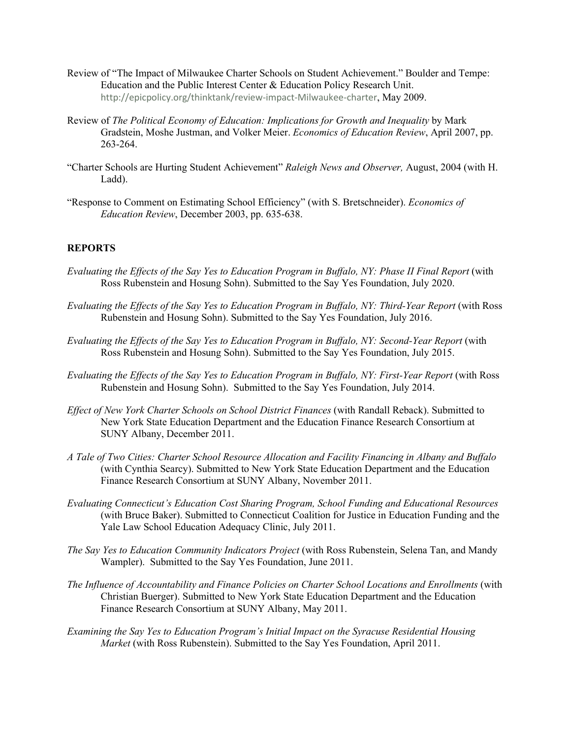Review of "The Impact of Milwaukee Charter Schools on Student Achievement." Boulder and Tempe: Education and the Public Interest Center & Education Policy Research Unit. http://epicpolicy.org/thinktank/review-impact-Milwaukee-charter, May 2009.

Review of *The Political Economy of Education: Implications for Growth and Inequality* by Mark Gradstein, Moshe Justman, and Volker Meier. *Economics of Education Review*, April 2007, pp. 263-264.

"Charter Schools are Hurting Student Achievement" *Raleigh News and Observer,* August, 2004 (with H. Ladd).

"Response to Comment on Estimating School Efficiency" (with S. Bretschneider). *Economics of Education Review*, December 2003, pp. 635-638.

**REPORTS**

*Evaluating the Effects of the Say Yes to Education Program in Buffalo, NY: Phase II Final Report* (with Ross Rubenstein and Hosung Sohn). Submitted to the Say Yes Foundation, July 2020.

*Evaluating the Effects of the Say Yes to Education Program in Buffalo, NY: Third-Year Report* (with Ross Rubenstein and Hosung Sohn). Submitted to the Say Yes Foundation, July 2016.

*Evaluating the Effects of the Say Yes to Education Program in Buffalo, NY: Second-Year Report* (with Ross Rubenstein and Hosung Sohn). Submitted to the Say Yes Foundation, July 2015.

*Evaluating the Effects of the Say Yes to Education Program in Buffalo, NY: First-Year Report* (with Ross Rubenstein and Hosung Sohn). Submitted to the Say Yes Foundation, July 2014.

*Effect of New York Charter Schools on School District Finances* (with Randall Reback). Submitted to New York State Education Department and the Education Finance Research Consortium at SUNY Albany, December 2011.

*A Tale of Two Cities: Charter School Resource Allocation and Facility Financing in Albany and Buffalo* (with Cynthia Searcy). Submitted to New York State Education Department and the Education Finance Research Consortium at SUNY Albany, November 2011.

*Evaluating Connecticut's Education Cost Sharing Program, School Funding and Educational Resources* (with Bruce Baker). Submitted to Connecticut Coalition for Justice in Education Funding and the Yale Law School Education Adequacy Clinic, July 2011.

*The Say Yes to Education Community Indicators Project* (with Ross Rubenstein, Selena Tan, and Mandy Wampler). Submitted to the Say Yes Foundation, June 2011.

*The Influence of Accountability and Finance Policies on Charter School Locations and Enrollments* (with Christian Buerger). Submitted to New York State Education Department and the Education Finance Research Consortium at SUNY Albany, May 2011.

*Examining the Say Yes to Education Program's Initial Impact on the Syracuse Residential Housing Market* (with Ross Rubenstein). Submitted to the Say Yes Foundation, April 2011.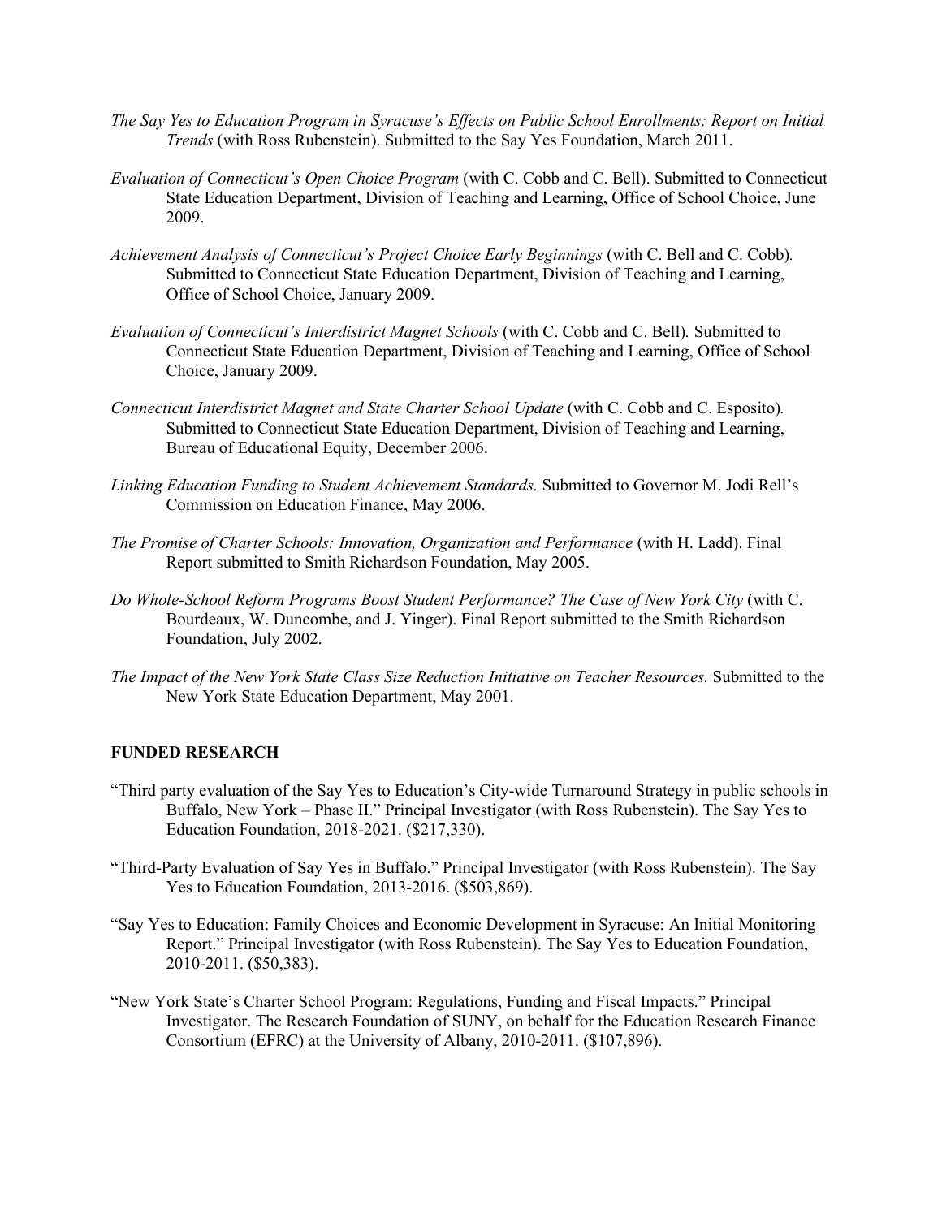*The Say Yes to Education Program in Syracuse's Effects on Public School Enrollments: Report on Initial Trends* (with Ross Rubenstein). Submitted to the Say Yes Foundation, March 2011.

*Evaluation of Connecticut's Open Choice Program* (with C. Cobb and C. Bell). Submitted to Connecticut State Education Department, Division of Teaching and Learning, Office of School Choice, June 2009.

*Achievement Analysis of Connecticut's Project Choice Early Beginnings* (with C. Bell and C. Cobb). Submitted to Connecticut State Education Department, Division of Teaching and Learning, Office of School Choice, January 2009.

*Evaluation of Connecticut's Interdistrict Magnet Schools* (with C. Cobb and C. Bell). Submitted to Connecticut State Education Department, Division of Teaching and Learning, Office of School Choice, January 2009.

*Connecticut Interdistrict Magnet and State Charter School Update* (with C. Cobb and C. Esposito). Submitted to Connecticut State Education Department, Division of Teaching and Learning, Bureau of Educational Equity, December 2006.

*Linking Education Funding to Student Achievement Standards.* Submitted to Governor M. Jodi Rell's Commission on Education Finance, May 2006.

*The Promise of Charter Schools: Innovation, Organization and Performance* (with H. Ladd). Final Report submitted to Smith Richardson Foundation, May 2005.

*Do Whole-School Reform Programs Boost Student Performance? The Case of New York City* (with C. Bourdeaux, W. Duncombe, and J. Yinger). Final Report submitted to the Smith Richardson Foundation, July 2002.

*The Impact of the New York State Class Size Reduction Initiative on Teacher Resources.* Submitted to the New York State Education Department, May 2001.

## FUNDED RESEARCH

"Third party evaluation of the Say Yes to Education's City-wide Turnaround Strategy in public schools in Buffalo, New York – Phase II." Principal Investigator (with Ross Rubenstein). The Say Yes to Education Foundation, 2018-2021. ($217,330).

"Third-Party Evaluation of Say Yes in Buffalo." Principal Investigator (with Ross Rubenstein). The Say Yes to Education Foundation, 2013-2016. ($503,869).

"Say Yes to Education: Family Choices and Economic Development in Syracuse: An Initial Monitoring Report." Principal Investigator (with Ross Rubenstein). The Say Yes to Education Foundation, 2010-2011. ($50,383).

"New York State's Charter School Program: Regulations, Funding and Fiscal Impacts." Principal Investigator. The Research Foundation of SUNY, on behalf for the Education Research Finance Consortium (EFRC) at the University of Albany, 2010-2011. ($107,896).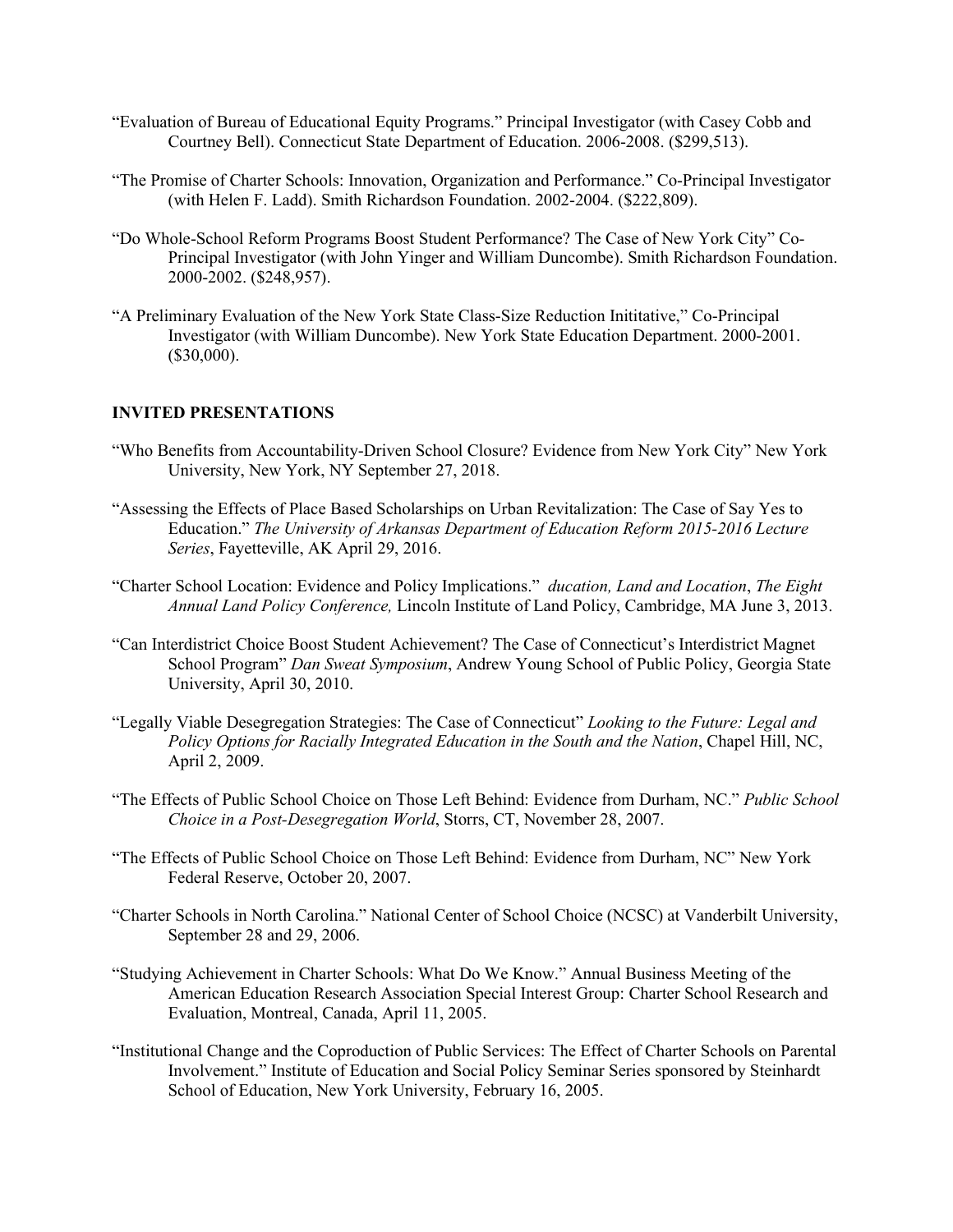"Evaluation of Bureau of Educational Equity Programs." Principal Investigator (with Casey Cobb and Courtney Bell). Connecticut State Department of Education. 2006-2008. ($299,513).

"The Promise of Charter Schools: Innovation, Organization and Performance." Co-Principal Investigator (with Helen F. Ladd). Smith Richardson Foundation. 2002-2004. ($222,809).

"Do Whole-School Reform Programs Boost Student Performance? The Case of New York City" Co-Principal Investigator (with John Yinger and William Duncombe). Smith Richardson Foundation. 2000-2002. ($248,957).

"A Preliminary Evaluation of the New York State Class-Size Reduction Inititative," Co-Principal Investigator (with William Duncombe). New York State Education Department. 2000-2001. ($30,000).

## INVITED PRESENTATIONS

"Who Benefits from Accountability-Driven School Closure? Evidence from New York City" New York University, New York, NY September 27, 2018.

"Assessing the Effects of Place Based Scholarships on Urban Revitalization: The Case of Say Yes to Education." *The University of Arkansas Department of Education Reform 2015-2016 Lecture Series*, Fayetteville, AK April 29, 2016.

"Charter School Location: Evidence and Policy Implications." *ducation, Land and Location*, *The Eight Annual Land Policy Conference,* Lincoln Institute of Land Policy, Cambridge, MA June 3, 2013.

"Can Interdistrict Choice Boost Student Achievement? The Case of Connecticut's Interdistrict Magnet School Program" *Dan Sweat Symposium*, Andrew Young School of Public Policy, Georgia State University, April 30, 2010.

"Legally Viable Desegregation Strategies: The Case of Connecticut" *Looking to the Future: Legal and Policy Options for Racially Integrated Education in the South and the Nation*, Chapel Hill, NC, April 2, 2009.

"The Effects of Public School Choice on Those Left Behind: Evidence from Durham, NC." *Public School Choice in a Post-Desegregation World*, Storrs, CT, November 28, 2007.

"The Effects of Public School Choice on Those Left Behind: Evidence from Durham, NC" New York Federal Reserve, October 20, 2007.

"Charter Schools in North Carolina." National Center of School Choice (NCSC) at Vanderbilt University, September 28 and 29, 2006.

"Studying Achievement in Charter Schools: What Do We Know." Annual Business Meeting of the American Education Research Association Special Interest Group: Charter School Research and Evaluation, Montreal, Canada, April 11, 2005.

"Institutional Change and the Coproduction of Public Services: The Effect of Charter Schools on Parental Involvement." Institute of Education and Social Policy Seminar Series sponsored by Steinhardt School of Education, New York University, February 16, 2005.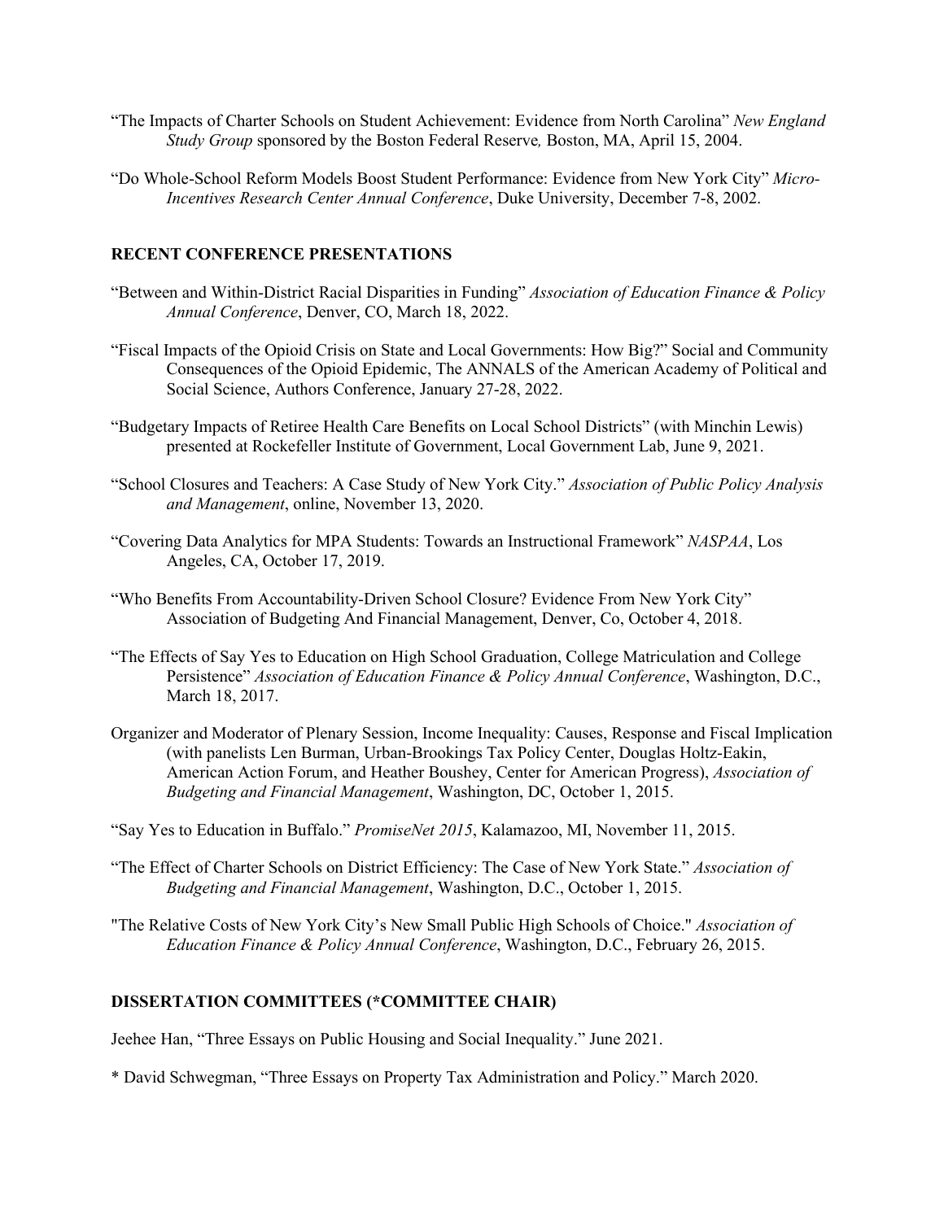"The Impacts of Charter Schools on Student Achievement: Evidence from North Carolina" *New England Study Group* sponsored by the Boston Federal Reserve*,* Boston, MA, April 15, 2004.

"Do Whole-School Reform Models Boost Student Performance: Evidence from New York City" *Micro-Incentives Research Center Annual Conference*, Duke University, December 7-8, 2002.

## RECENT CONFERENCE PRESENTATIONS

"Between and Within-District Racial Disparities in Funding" *Association of Education Finance & Policy Annual Conference*, Denver, CO, March 18, 2022.

"Fiscal Impacts of the Opioid Crisis on State and Local Governments: How Big?" Social and Community Consequences of the Opioid Epidemic, The ANNALS of the American Academy of Political and Social Science, Authors Conference, January 27-28, 2022.

"Budgetary Impacts of Retiree Health Care Benefits on Local School Districts" (with Minchin Lewis) presented at Rockefeller Institute of Government, Local Government Lab, June 9, 2021.

"School Closures and Teachers: A Case Study of New York City." *Association of Public Policy Analysis and Management*, online, November 13, 2020.

"Covering Data Analytics for MPA Students: Towards an Instructional Framework" *NASPAA*, Los Angeles, CA, October 17, 2019.

"Who Benefits From Accountability-Driven School Closure? Evidence From New York City" Association of Budgeting And Financial Management, Denver, Co, October 4, 2018.

"The Effects of Say Yes to Education on High School Graduation, College Matriculation and College Persistence" *Association of Education Finance & Policy Annual Conference*, Washington, D.C., March 18, 2017.

Organizer and Moderator of Plenary Session, Income Inequality: Causes, Response and Fiscal Implication (with panelists Len Burman, Urban-Brookings Tax Policy Center, Douglas Holtz-Eakin, American Action Forum, and Heather Boushey, Center for American Progress), *Association of Budgeting and Financial Management*, Washington, DC, October 1, 2015.

"Say Yes to Education in Buffalo." *PromiseNet 2015*, Kalamazoo, MI, November 11, 2015.

"The Effect of Charter Schools on District Efficiency: The Case of New York State." *Association of Budgeting and Financial Management*, Washington, D.C., October 1, 2015.

"The Relative Costs of New York City's New Small Public High Schools of Choice." *Association of Education Finance & Policy Annual Conference*, Washington, D.C., February 26, 2015.

## DISSERTATION COMMITTEES (*COMMITTEE CHAIR)

Jeehee Han, "Three Essays on Public Housing and Social Inequality." June 2021.

* David Schwegman, "Three Essays on Property Tax Administration and Policy." March 2020.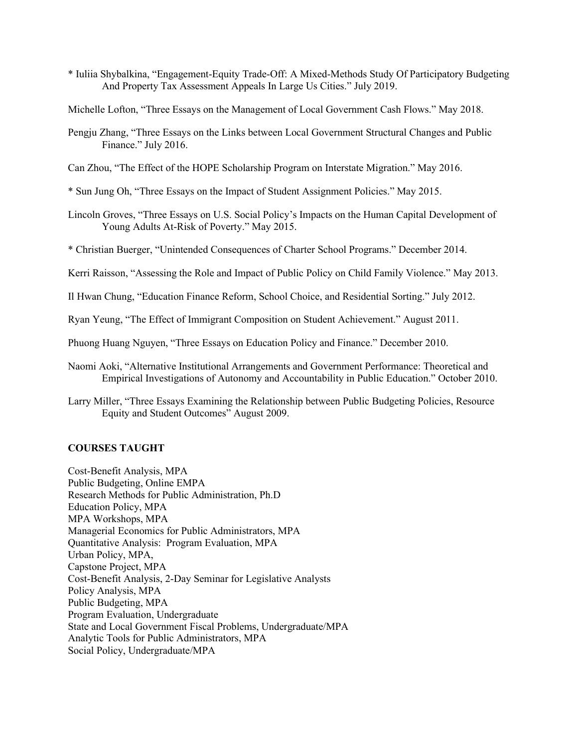* Iuliia Shybalkina, "Engagement-Equity Trade-Off: A Mixed-Methods Study Of Participatory Budgeting And Property Tax Assessment Appeals In Large Us Cities." July 2019.

Michelle Lofton, "Three Essays on the Management of Local Government Cash Flows." May 2018.

Pengju Zhang, "Three Essays on the Links between Local Government Structural Changes and Public Finance." July 2016.

Can Zhou, "The Effect of the HOPE Scholarship Program on Interstate Migration." May 2016.

* Sun Jung Oh, "Three Essays on the Impact of Student Assignment Policies." May 2015.

Lincoln Groves, "Three Essays on U.S. Social Policy's Impacts on the Human Capital Development of Young Adults At-Risk of Poverty." May 2015.

* Christian Buerger, "Unintended Consequences of Charter School Programs." December 2014.

Kerri Raisson, "Assessing the Role and Impact of Public Policy on Child Family Violence." May 2013.

Il Hwan Chung, "Education Finance Reform, School Choice, and Residential Sorting." July 2012.

Ryan Yeung, "The Effect of Immigrant Composition on Student Achievement." August 2011.

Phuong Huang Nguyen, "Three Essays on Education Policy and Finance." December 2010.

Naomi Aoki, "Alternative Institutional Arrangements and Government Performance: Theoretical and Empirical Investigations of Autonomy and Accountability in Public Education." October 2010.

Larry Miller, "Three Essays Examining the Relationship between Public Budgeting Policies, Resource Equity and Student Outcomes" August 2009.

**COURSES TAUGHT**

Cost-Benefit Analysis, MPA
Public Budgeting, Online EMPA
Research Methods for Public Administration, Ph.D
Education Policy, MPA
MPA Workshops, MPA
Managerial Economics for Public Administrators, MPA
Quantitative Analysis: Program Evaluation, MPA
Urban Policy, MPA,
Capstone Project, MPA
Cost-Benefit Analysis, 2-Day Seminar for Legislative Analysts
Policy Analysis, MPA
Public Budgeting, MPA
Program Evaluation, Undergraduate
State and Local Government Fiscal Problems, Undergraduate/MPA
Analytic Tools for Public Administrators, MPA
Social Policy, Undergraduate/MPA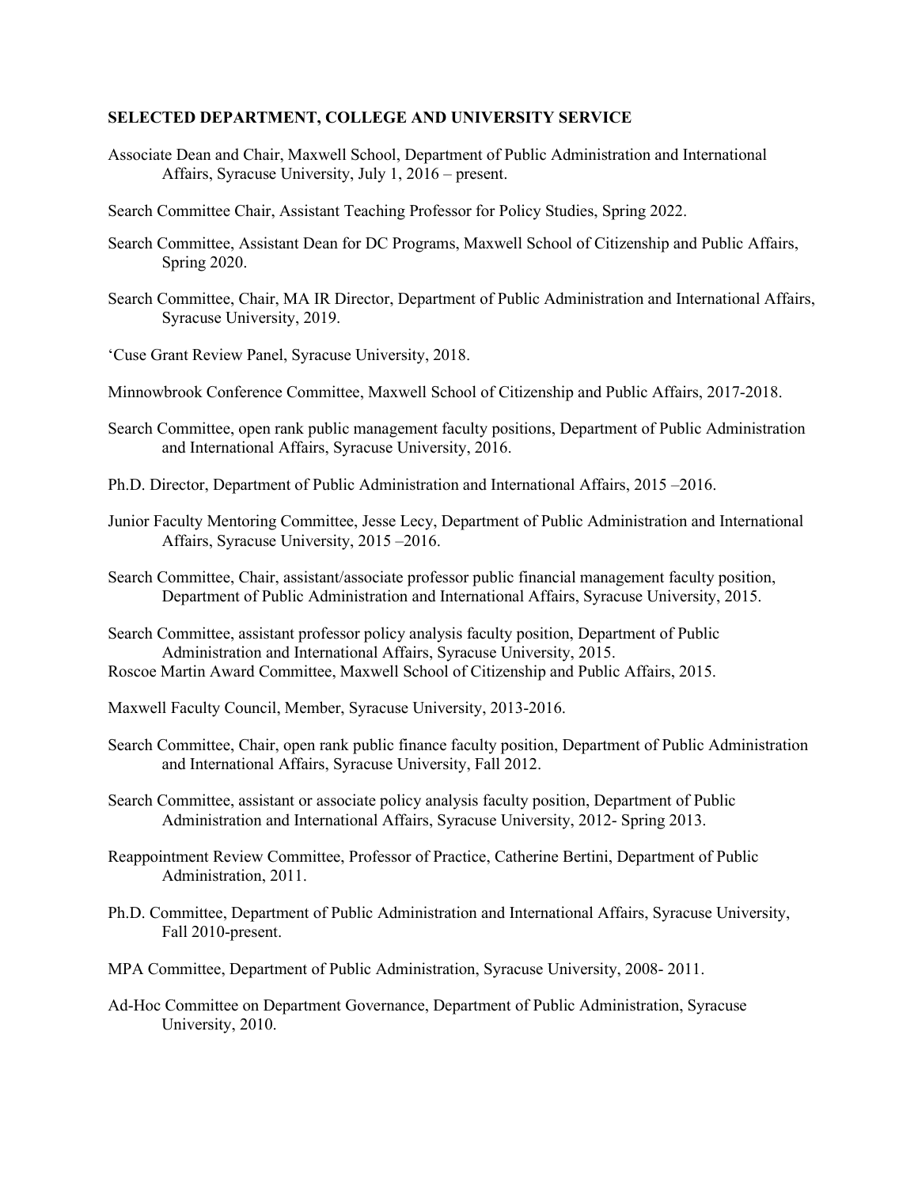## SELECTED DEPARTMENT, COLLEGE AND UNIVERSITY SERVICE

Associate Dean and Chair, Maxwell School, Department of Public Administration and International Affairs, Syracuse University, July 1, 2016 – present.

Search Committee Chair, Assistant Teaching Professor for Policy Studies, Spring 2022.

Search Committee, Assistant Dean for DC Programs, Maxwell School of Citizenship and Public Affairs, Spring 2020.

Search Committee, Chair, MA IR Director, Department of Public Administration and International Affairs, Syracuse University, 2019.

'Cuse Grant Review Panel, Syracuse University, 2018.

Minnowbrook Conference Committee, Maxwell School of Citizenship and Public Affairs, 2017-2018.

Search Committee, open rank public management faculty positions, Department of Public Administration and International Affairs, Syracuse University, 2016.

Ph.D. Director, Department of Public Administration and International Affairs, 2015 –2016.

Junior Faculty Mentoring Committee, Jesse Lecy, Department of Public Administration and International Affairs, Syracuse University, 2015 –2016.

Search Committee, Chair, assistant/associate professor public financial management faculty position, Department of Public Administration and International Affairs, Syracuse University, 2015.

Search Committee, assistant professor policy analysis faculty position, Department of Public Administration and International Affairs, Syracuse University, 2015.

Roscoe Martin Award Committee, Maxwell School of Citizenship and Public Affairs, 2015.

Maxwell Faculty Council, Member, Syracuse University, 2013-2016.

Search Committee, Chair, open rank public finance faculty position, Department of Public Administration and International Affairs, Syracuse University, Fall 2012.

Search Committee, assistant or associate policy analysis faculty position, Department of Public Administration and International Affairs, Syracuse University, 2012- Spring 2013.

Reappointment Review Committee, Professor of Practice, Catherine Bertini, Department of Public Administration, 2011.

Ph.D. Committee, Department of Public Administration and International Affairs, Syracuse University, Fall 2010-present.

MPA Committee, Department of Public Administration, Syracuse University, 2008- 2011.

Ad-Hoc Committee on Department Governance, Department of Public Administration, Syracuse University, 2010.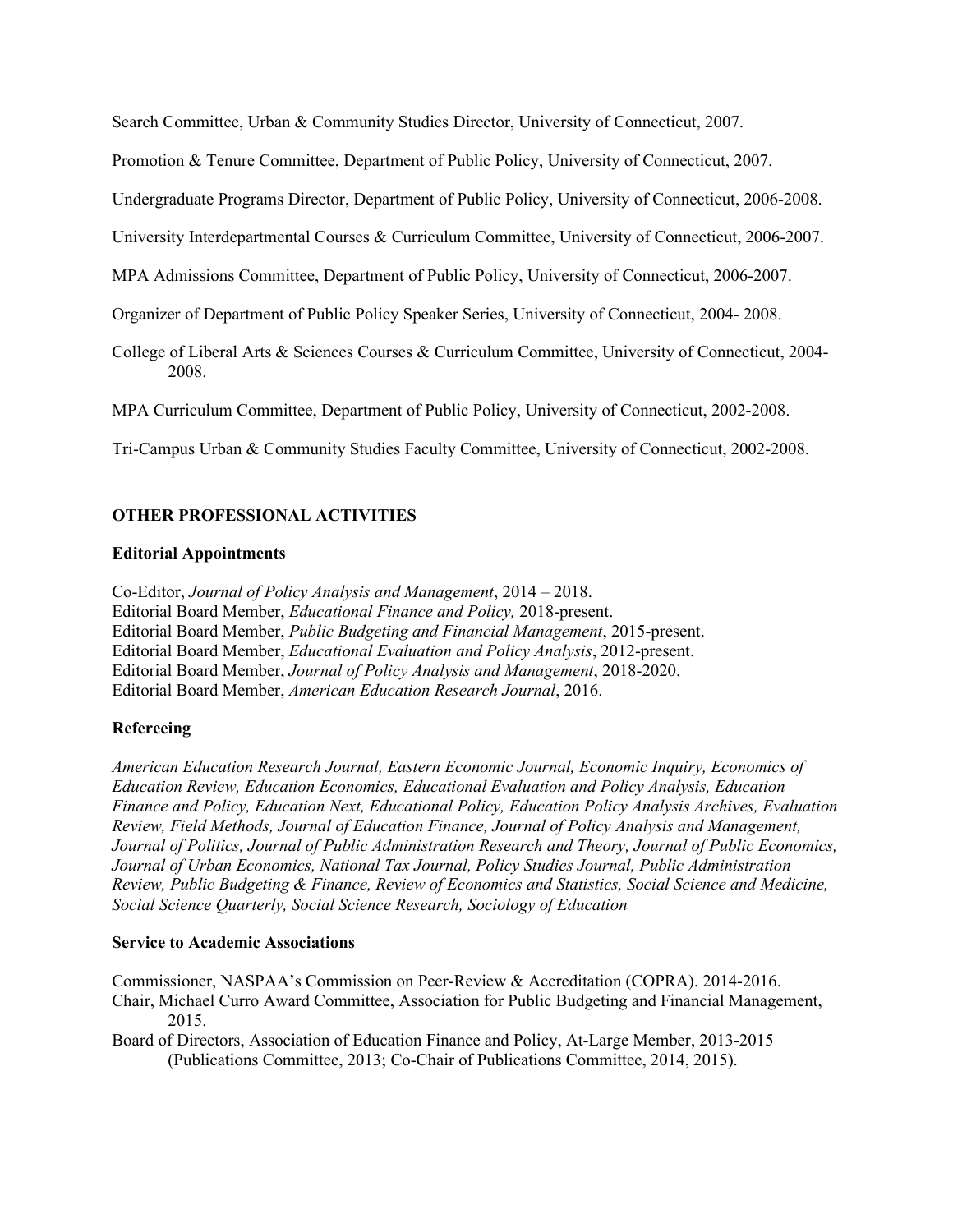Search Committee, Urban & Community Studies Director, University of Connecticut, 2007.

Promotion & Tenure Committee, Department of Public Policy, University of Connecticut, 2007.

Undergraduate Programs Director, Department of Public Policy, University of Connecticut, 2006-2008.

University Interdepartmental Courses & Curriculum Committee, University of Connecticut, 2006-2007.

MPA Admissions Committee, Department of Public Policy, University of Connecticut, 2006-2007.

Organizer of Department of Public Policy Speaker Series, University of Connecticut, 2004- 2008.

College of Liberal Arts & Sciences Courses & Curriculum Committee, University of Connecticut, 2004-2008.

MPA Curriculum Committee, Department of Public Policy, University of Connecticut, 2002-2008.

Tri-Campus Urban & Community Studies Faculty Committee, University of Connecticut, 2002-2008.

## OTHER PROFESSIONAL ACTIVITIES

### Editorial Appointments

Co-Editor, *Journal of Policy Analysis and Management*, 2014 – 2018.
Editorial Board Member, *Educational Finance and Policy,* 2018-present.
Editorial Board Member, *Public Budgeting and Financial Management*, 2015-present.
Editorial Board Member, *Educational Evaluation and Policy Analysis*, 2012-present.
Editorial Board Member, *Journal of Policy Analysis and Management*, 2018-2020.
Editorial Board Member, *American Education Research Journal*, 2016.

### Refereeing

*American Education Research Journal, Eastern Economic Journal, Economic Inquiry, Economics of Education Review, Education Economics, Educational Evaluation and Policy Analysis, Education Finance and Policy, Education Next, Educational Policy, Education Policy Analysis Archives, Evaluation Review, Field Methods, Journal of Education Finance, Journal of Policy Analysis and Management, Journal of Politics, Journal of Public Administration Research and Theory, Journal of Public Economics, Journal of Urban Economics, National Tax Journal, Policy Studies Journal, Public Administration Review, Public Budgeting & Finance, Review of Economics and Statistics, Social Science and Medicine, Social Science Quarterly, Social Science Research, Sociology of Education*

### Service to Academic Associations

Commissioner, NASPAA's Commission on Peer-Review & Accreditation (COPRA). 2014-2016.
Chair, Michael Curro Award Committee, Association for Public Budgeting and Financial Management, 2015.
Board of Directors, Association of Education Finance and Policy, At-Large Member, 2013-2015 (Publications Committee, 2013; Co-Chair of Publications Committee, 2014, 2015).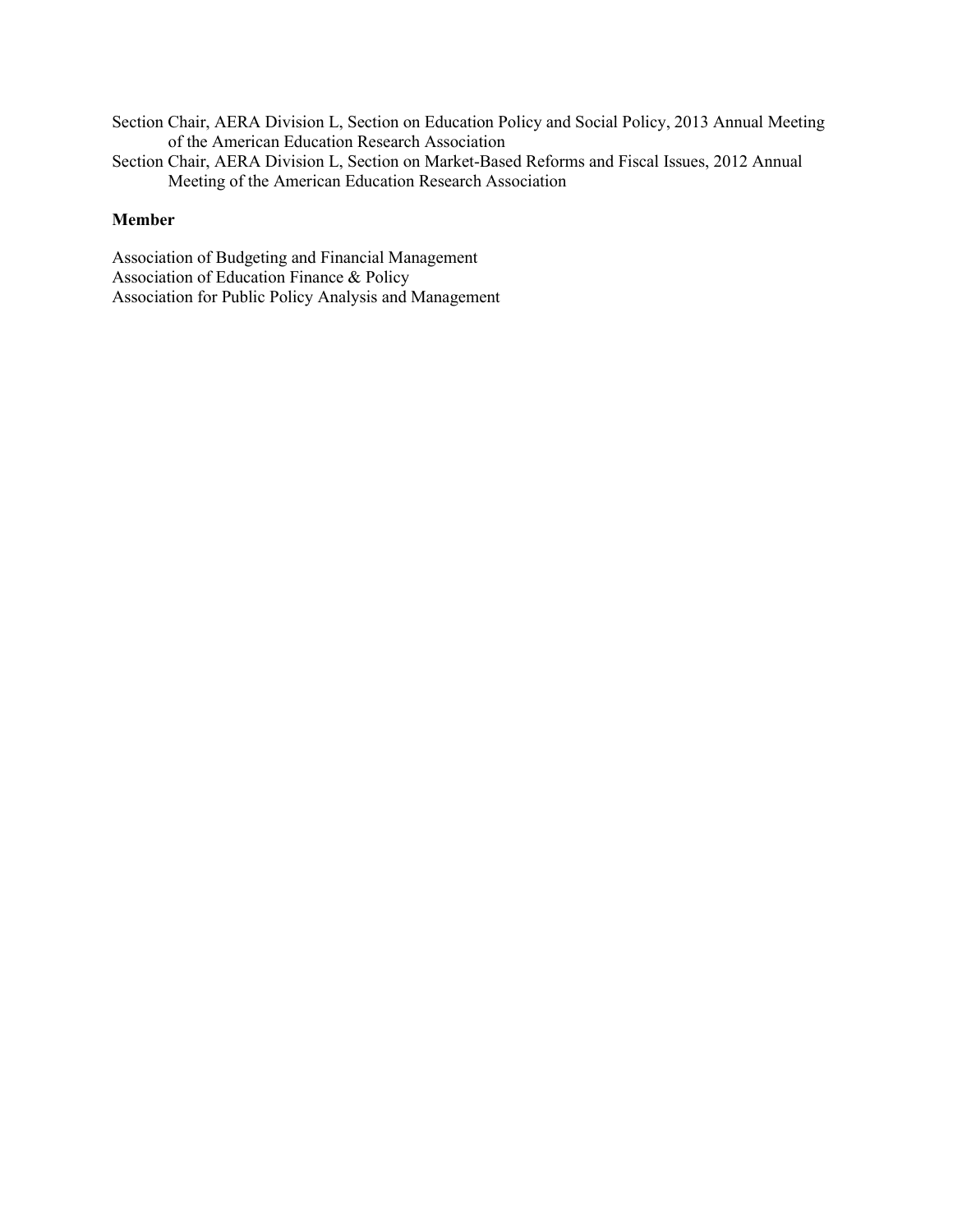Section Chair, AERA Division L, Section on Education Policy and Social Policy, 2013 Annual Meeting of the American Education Research Association

Section Chair, AERA Division L, Section on Market-Based Reforms and Fiscal Issues, 2012 Annual Meeting of the American Education Research Association

**Member**

Association of Budgeting and Financial Management

Association of Education Finance & Policy

Association for Public Policy Analysis and Management